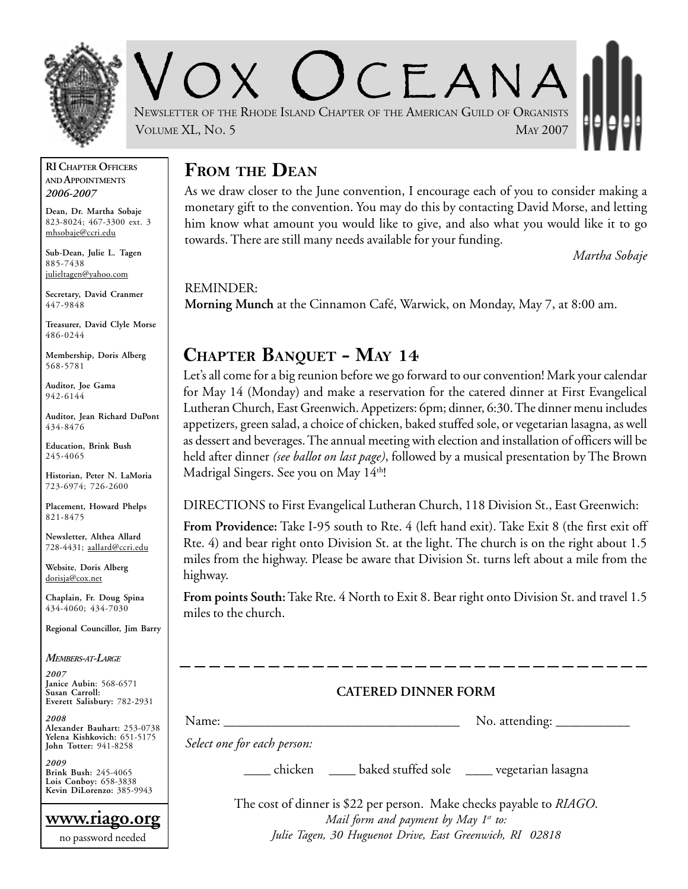# Vox Oceana

Newsletter of the Rhode Island Chapter of the American Guild of Organists

Volume XL, No. 5 — May 2007

## From the Dean

As we draw closer to the June convention, I encourage each of you to consider making a monetary gift to the convention. You may do this by contacting David Morse, and letting him know what amount you would like to give, and also what you would like it to go towards. There are still many needs available for your funding.

*Martha Sobaje*

REMINDER:
**Morning Munch** at the Cinnamon Café, Warwick, on Monday, May 7, at 8:00 am.

## Chapter Banquet - May 14

Let's all come for a big reunion before we go forward to our convention! Mark your calendar for May 14 (Monday) and make a reservation for the catered dinner at First Evangelical Lutheran Church, East Greenwich. Appetizers: 6pm; dinner, 6:30. The dinner menu includes appetizers, green salad, a choice of chicken, baked stuffed sole, or vegetarian lasagna, as well as dessert and beverages. The annual meeting with election and installation of officers will be held after dinner *(see ballot on last page)*, followed by a musical presentation by The Brown Madrigal Singers. See you on May 14th!

DIRECTIONS to First Evangelical Lutheran Church, 118 Division St., East Greenwich:

**From Providence:** Take I-95 south to Rte. 4 (left hand exit). Take Exit 8 (the first exit off Rte. 4) and bear right onto Division St. at the light. The church is on the right about 1.5 miles from the highway. Please be aware that Division St. turns left about a mile from the highway.

**From points South:** Take Rte. 4 North to Exit 8. Bear right onto Division St. and travel 1.5 miles to the church.

---

### CATERED DINNER FORM

Name: ________________________________ No. attending: __________

*Select one for each person:*

____ chicken ____ baked stuffed sole ____ vegetarian lasagna

The cost of dinner is $22 per person. Make checks payable to *RIAGO*.

*Mail form and payment by May 1st to:*

*Julie Tagen, 30 Huguenot Drive, East Greenwich, RI 02818*

---

**RI Chapter Officers and Appointments**
***2006-2007***

**Dean, Dr. Martha Sobaje**
823-8024; 467-3300 ext. 3
mhsobaje@ccri.edu

**Sub-Dean, Julie L. Tagen**
885-7438
julieltagen@yahoo.com

**Secretary, David Cranmer**
447-9848

**Treasurer, David Clyle Morse**
486-0244

**Membership, Doris Alberg**
568-5781

**Auditor, Joe Gama**
942-6144

**Auditor, Jean Richard DuPont**
434-8476

**Education, Brink Bush**
245-4065

**Historian, Peter N. LaMoria**
723-6974; 726-2600

**Placement, Howard Phelps**
821-8475

**Newsletter, Althea Allard**
728-4431; aallard@ccri.edu

**Website, Doris Alberg**
dorisja@cox.net

**Chaplain, Fr. Doug Spina**
434-4060; 434-7030

**Regional Councillor, Jim Barry**

***Members-at-Large***

***2007***
**Janice Aubin**: 568-6571
**Susan Carroll:**
**Everett Salisbury:** 782-2931

***2008***
**Alexander Bauhart:** 253-0738
**Yelena Kishkovich:** 651-5175
**John Totter:** 941-8258

***2009***
**Brink Bush:** 245-4065
**Lois Conboy:** 658-3838
**Kevin DiLorenzo:** 385-9943

**www.riago.org**
no password needed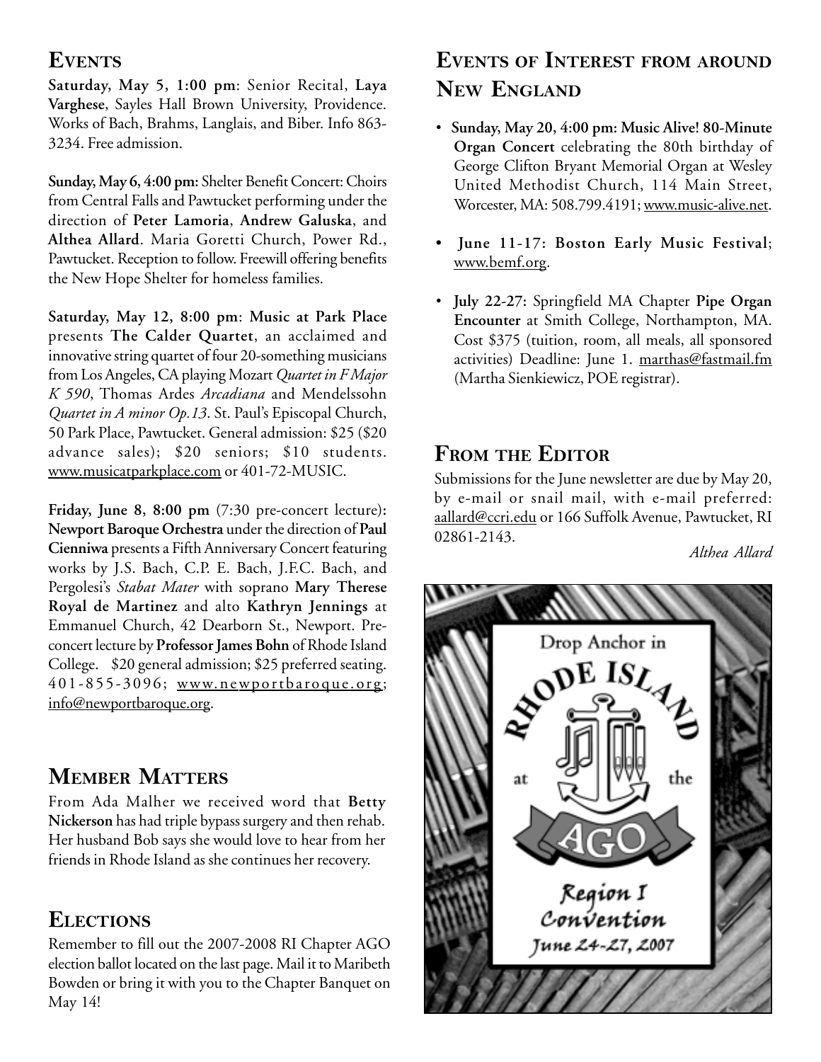## Events

**Saturday, May 5, 1:00 pm**: Senior Recital, **Laya Varghese**, Sayles Hall Brown University, Providence. Works of Bach, Brahms, Langlais, and Biber. Info 863-3234. Free admission.

**Sunday, May 6, 4:00 pm:** Shelter Benefit Concert: Choirs from Central Falls and Pawtucket performing under the direction of **Peter Lamoria**, **Andrew Galuska**, and **Althea Allard**. Maria Goretti Church, Power Rd., Pawtucket. Reception to follow. Freewill offering benefits the New Hope Shelter for homeless families.

**Saturday, May 12, 8:00 pm**: **Music at Park Place** presents **The Calder Quartet**, an acclaimed and innovative string quartet of four 20-something musicians from Los Angeles, CA playing Mozart *Quartet in F Major K 590*, Thomas Ardes *Arcadiana* and Mendelssohn *Quartet in A minor Op.13*. St. Paul's Episcopal Church, 50 Park Place, Pawtucket. General admission: $25 ($20 advance sales); $20 seniors; $10 students. www.musicatparkplace.com or 401-72-MUSIC.

**Friday, June 8, 8:00 pm** (7:30 pre-concert lecture): **Newport Baroque Orchestra** under the direction of **Paul Cienniwa** presents a Fifth Anniversary Concert featuring works by J.S. Bach, C.P. E. Bach, J.F.C. Bach, and Pergolesi's *Stabat Mater* with soprano **Mary Therese Royal de Martinez** and alto **Kathryn Jennings** at Emmanuel Church, 42 Dearborn St., Newport. Pre-concert lecture by **Professor James Bohn** of Rhode Island College. $20 general admission; $25 preferred seating. 401-855-3096; www.newportbaroque.org; info@newportbaroque.org.

## Member Matters

From Ada Malher we received word that **Betty Nickerson** has had triple bypass surgery and then rehab. Her husband Bob says she would love to hear from her friends in Rhode Island as she continues her recovery.

## Elections

Remember to fill out the 2007-2008 RI Chapter AGO election ballot located on the last page. Mail it to Maribeth Bowden or bring it with you to the Chapter Banquet on May 14!

## Events of Interest from around New England

- **Sunday, May 20, 4:00 pm: Music Alive! 80-Minute Organ Concert** celebrating the 80th birthday of George Clifton Bryant Memorial Organ at Wesley United Methodist Church, 114 Main Street, Worcester, MA: 508.799.4191; www.music-alive.net.
- **June 11-17: Boston Early Music Festival**; www.bemf.org.
- **July 22-27:** Springfield MA Chapter **Pipe Organ Encounter** at Smith College, Northampton, MA. Cost $375 (tuition, room, all meals, all sponsored activities) Deadline: June 1. marthas@fastmail.fm (Martha Sienkiewicz, POE registrar).

## From the Editor

Submissions for the June newsletter are due by May 20, by e-mail or snail mail, with e-mail preferred: aallard@ccri.edu or 166 Suffolk Avenue, Pawtucket, RI 02861-2143.

*Althea Allard*

Drop Anchor in RHODE ISLAND at the AGO Region I Convention June 24-27, 2007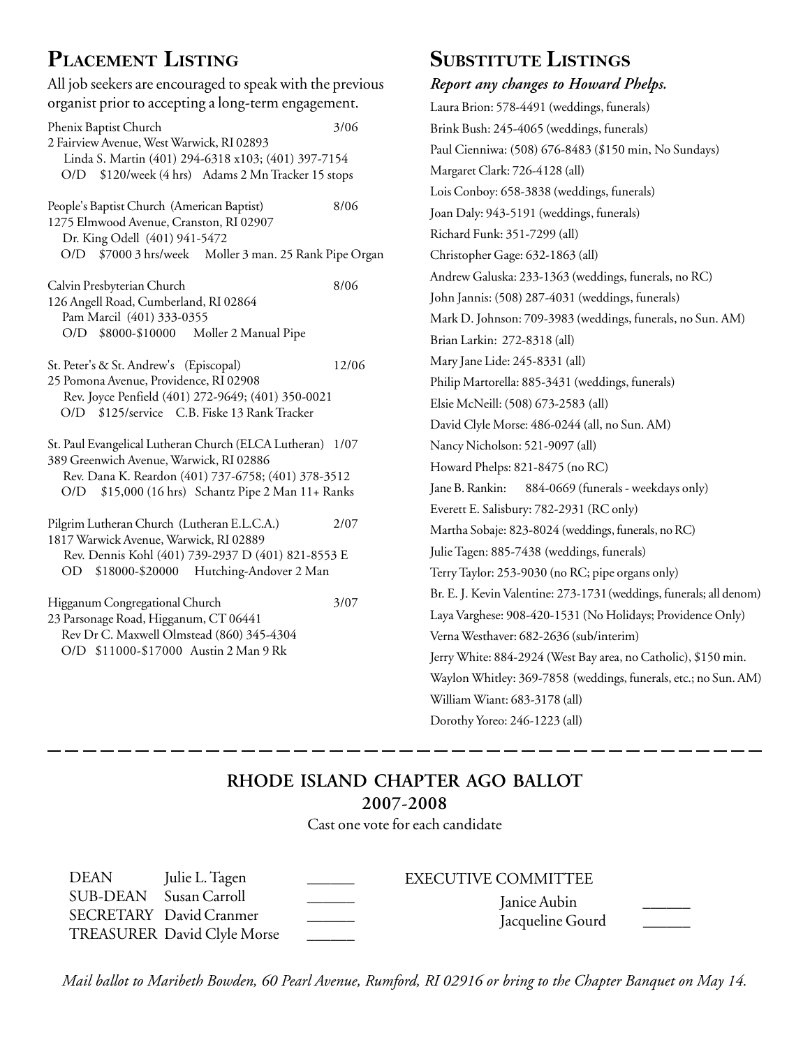## Placement Listing

All job seekers are encouraged to speak with the previous organist prior to accepting a long-term engagement.

Phenix Baptist Church 3/06
2 Fairview Avenue, West Warwick, RI 02893
Linda S. Martin (401) 294-6318 x103; (401) 397-7154
O/D $120/week (4 hrs) Adams 2 Mn Tracker 15 stops

People's Baptist Church (American Baptist) 8/06
1275 Elmwood Avenue, Cranston, RI 02907
Dr. King Odell (401) 941-5472
O/D $7000 3 hrs/week Moller 3 man. 25 Rank Pipe Organ

Calvin Presbyterian Church 8/06
126 Angell Road, Cumberland, RI 02864
Pam Marcil (401) 333-0355
O/D $8000-$10000 Moller 2 Manual Pipe

St. Peter's & St. Andrew's (Episcopal) 12/06
25 Pomona Avenue, Providence, RI 02908
Rev. Joyce Penfield (401) 272-9649; (401) 350-0021
O/D $125/service C.B. Fiske 13 Rank Tracker

St. Paul Evangelical Lutheran Church (ELCA Lutheran) 1/07
389 Greenwich Avenue, Warwick, RI 02886
Rev. Dana K. Reardon (401) 737-6758; (401) 378-3512
O/D $15,000 (16 hrs) Schantz Pipe 2 Man 11+ Ranks

Pilgrim Lutheran Church (Lutheran E.L.C.A.) 2/07
1817 Warwick Avenue, Warwick, RI 02889
Rev. Dennis Kohl (401) 739-2937 D (401) 821-8553 E
OD $18000-$20000 Hutching-Andover 2 Man

Higganum Congregational Church 3/07
23 Parsonage Road, Higganum, CT 06441
Rev Dr C. Maxwell Olmstead (860) 345-4304
O/D $11000-$17000 Austin 2 Man 9 Rk

## Substitute Listings

***Report any changes to Howard Phelps.***

Laura Brion: 578-4491 (weddings, funerals)
Brink Bush: 245-4065 (weddings, funerals)
Paul Cienniwa: (508) 676-8483 ($150 min, No Sundays)
Margaret Clark: 726-4128 (all)
Lois Conboy: 658-3838 (weddings, funerals)
Joan Daly: 943-5191 (weddings, funerals)
Richard Funk: 351-7299 (all)
Christopher Gage: 632-1863 (all)
Andrew Galuska: 233-1363 (weddings, funerals, no RC)
John Jannis: (508) 287-4031 (weddings, funerals)
Mark D. Johnson: 709-3983 (weddings, funerals, no Sun. AM)
Brian Larkin: 272-8318 (all)
Mary Jane Lide: 245-8331 (all)
Philip Martorella: 885-3431 (weddings, funerals)
Elsie McNeill: (508) 673-2583 (all)
David Clyle Morse: 486-0244 (all, no Sun. AM)
Nancy Nicholson: 521-9097 (all)
Howard Phelps: 821-8475 (no RC)
Jane B. Rankin: 884-0669 (funerals - weekdays only)
Everett E. Salisbury: 782-2931 (RC only)
Martha Sobaje: 823-8024 (weddings, funerals, no RC)
Julie Tagen: 885-7438 (weddings, funerals)
Terry Taylor: 253-9030 (no RC; pipe organs only)
Br. E. J. Kevin Valentine: 273-1731 (weddings, funerals; all denom)
Laya Varghese: 908-420-1531 (No Holidays; Providence Only)
Verna Westhaver: 682-2636 (sub/interim)
Jerry White: 884-2924 (West Bay area, no Catholic), $150 min.
Waylon Whitley: 369-7858 (weddings, funerals, etc.; no Sun. AM)
William Wiant: 683-3178 (all)
Dorothy Yoreo: 246-1223 (all)

---

## RHODE ISLAND CHAPTER AGO BALLOT 2007-2008

Cast one vote for each candidate

DEAN Julie L. Tagen ______
SUB-DEAN Susan Carroll ______
SECRETARY David Cranmer ______
TREASURER David Clyle Morse ______

EXECUTIVE COMMITTEE
Janice Aubin ______
Jacqueline Gourd ______

*Mail ballot to Maribeth Bowden, 60 Pearl Avenue, Rumford, RI 02916 or bring to the Chapter Banquet on May 14.*